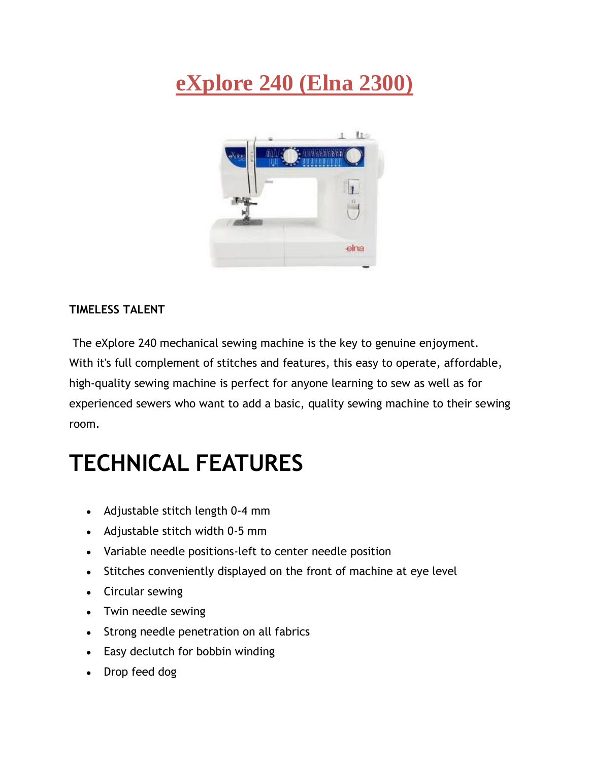# eXplore 240 (Elna 2300)

**TIMELESS TALENT**

The eXplore 240 mechanical sewing machine is the key to genuine enjoyment. With it's full complement of stitches and features, this easy to operate, affordable, high-quality sewing machine is perfect for anyone learning to sew as well as for experienced sewers who want to add a basic, quality sewing machine to their sewing room.

# TECHNICAL FEATURES

- Adjustable stitch length 0-4 mm
- Adjustable stitch width 0-5 mm
- Variable needle positions-left to center needle position
- Stitches conveniently displayed on the front of machine at eye level
- Circular sewing
- Twin needle sewing
- Strong needle penetration on all fabrics
- Easy declutch for bobbin winding
- Drop feed dog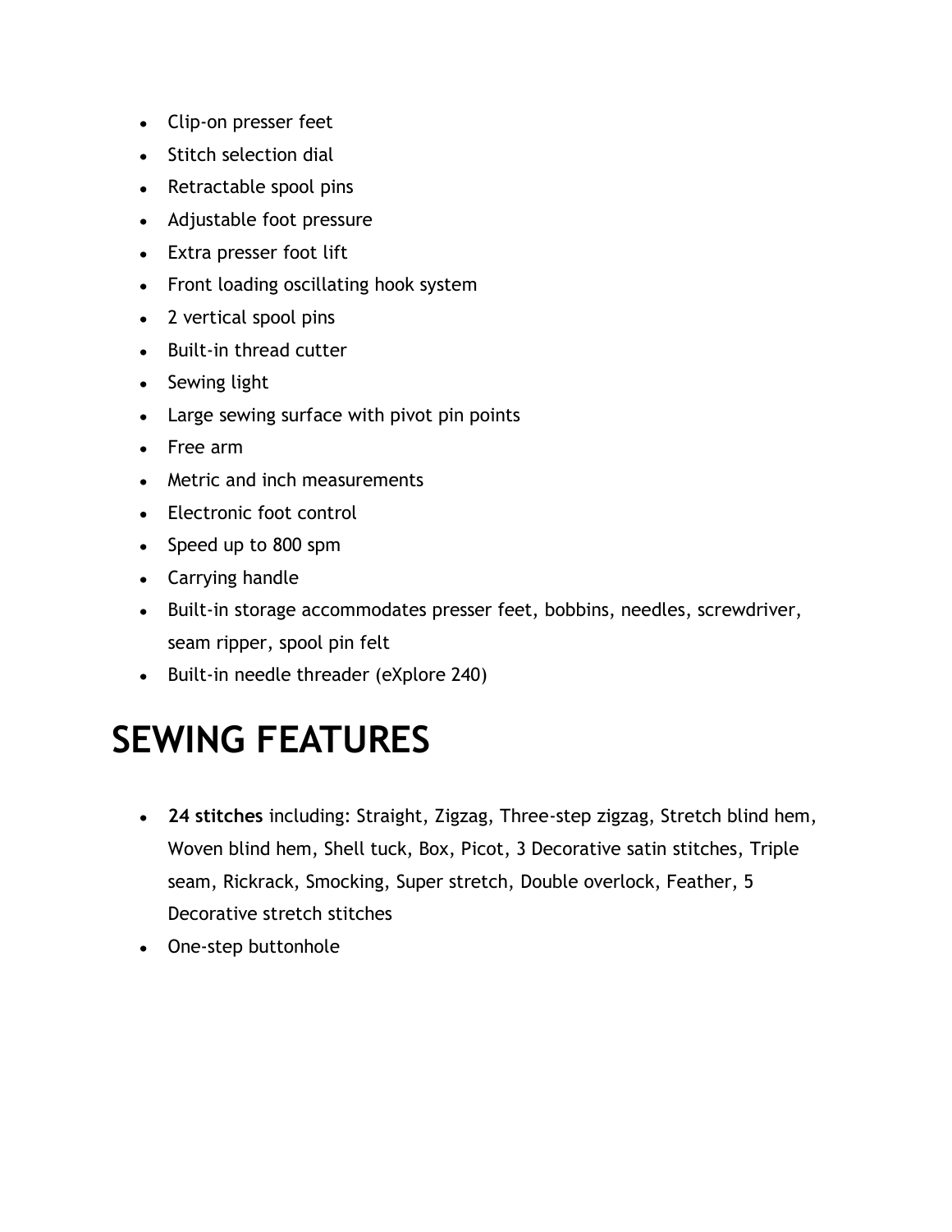- Clip-on presser feet
- Stitch selection dial
- Retractable spool pins
- Adjustable foot pressure
- Extra presser foot lift
- Front loading oscillating hook system
- 2 vertical spool pins
- Built-in thread cutter
- Sewing light
- Large sewing surface with pivot pin points
- Free arm
- Metric and inch measurements
- Electronic foot control
- Speed up to 800 spm
- Carrying handle
- Built-in storage accommodates presser feet, bobbins, needles, screwdriver, seam ripper, spool pin felt
- Built-in needle threader (eXplore 240)

# SEWING FEATURES

- **24 stitches** including: Straight, Zigzag, Three-step zigzag, Stretch blind hem, Woven blind hem, Shell tuck, Box, Picot, 3 Decorative satin stitches, Triple seam, Rickrack, Smocking, Super stretch, Double overlock, Feather, 5 Decorative stretch stitches
- One-step buttonhole